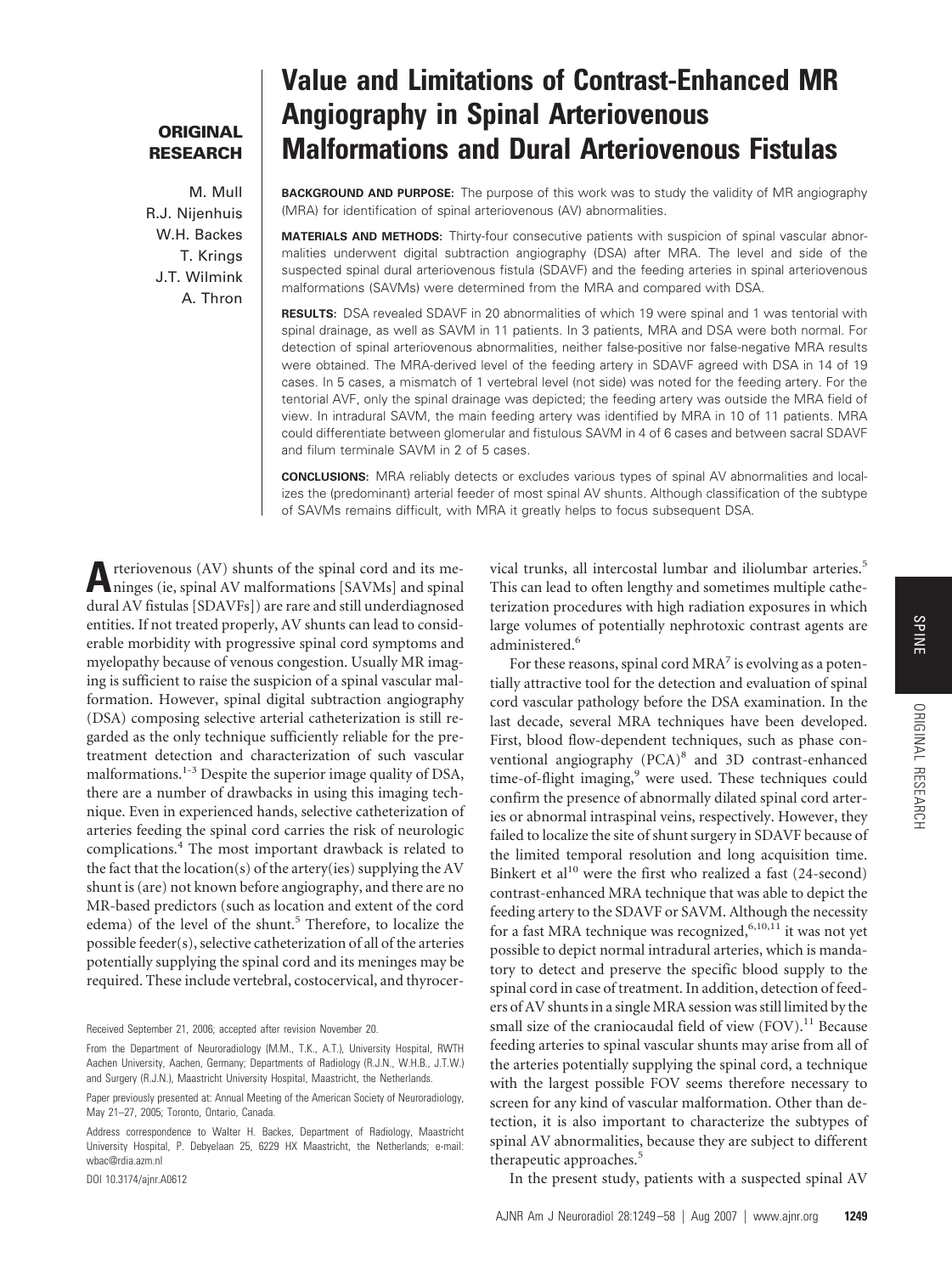**ORIGINAL RESEARCH**

# Value and Limitations of Contrast-Enhanced MR Angiography in Spinal Arteriovenous Malformations and Dural Arteriovenous Fistulas

M. Mull
R.J. Nijenhuis
W.H. Backes
T. Krings
J.T. Wilmink
A. Thron

**BACKGROUND AND PURPOSE:** The purpose of this work was to study the validity of MR angiography (MRA) for identification of spinal arteriovenous (AV) abnormalities.

**MATERIALS AND METHODS:** Thirty-four consecutive patients with suspicion of spinal vascular abnormalities underwent digital subtraction angiography (DSA) after MRA. The level and side of the suspected spinal dural arteriovenous fistula (SDAVF) and the feeding arteries in spinal arteriovenous malformations (SAVMs) were determined from the MRA and compared with DSA.

**RESULTS:** DSA revealed SDAVF in 20 abnormalities of which 19 were spinal and 1 was tentorial with spinal drainage, as well as SAVM in 11 patients. In 3 patients, MRA and DSA were both normal. For detection of spinal arteriovenum abnormalities, neither false-positive nor false-negative MRA results were obtained. The MRA-derived level of the feeding artery in SDAVF agreed with DSA in 14 of 19 cases. In 5 cases, a mismatch of 1 vertebral level (not side) was noted for the feeding artery. For the tentorial AVF, only the spinal drainage was depicted; the feeding artery was outside the MRA field of view. In intradural SAVM, the main feeding artery was identified by MRA in 10 of 11 patients. MRA could differentiate between glomerular and fistulous SAVM in 4 of 6 cases and between sacral SDAVF and filum terminale SAVM in 2 of 5 cases.

**CONCLUSIONS:** MRA reliably detects or excludes various types of spinal AV abnormalities and localizes the (predominant) arterial feeder of most spinal AV shunts. Although classification of the subtype of SAVMs remains difficult, with MRA it greatly helps to focus subsequent DSA.

Arteriovenous (AV) shunts of the spinal cord and its meninges (ie, spinal AV malformations [SAVMs] and spinal dural AV fistulas [SDAVFs]) are rare and still underdiagnosed entities. If not treated properly, AV shunts can lead to considerable morbidity with progressive spinal cord symptoms and myelopathy because of venous congestion. Usually MR imaging is sufficient to raise the suspicion of a spinal vascular malformation. However, spinal digital subtraction angiography (DSA) composing selective arterial catheterization is still regarded as the only technique sufficiently reliable for the pretreatment detection and characterization of such vascular malformations.[1-3] Despite the superior image quality of DSA, there are a number of drawbacks in using this imaging technique. Even in experienced hands, selective catheterization of arteries feeding the spinal cord carries the risk of neurologic complications.[4] The most important drawback is related to the fact that the location(s) of the artery(ies) supplying the AV shunt is (are) not known before angiography, and there are no MR-based predictors (such as location and extent of the cord edema) of the level of the shunt.[5] Therefore, to localize the possible feeder(s), selective catheterization of all of the arteries potentially supplying the spinal cord and its meninges may be required. These include vertebral, costocervical, and thyrocervical trunks, all intercostal lumbar and iliolumbar arteries.[5] This can lead to often lengthy and sometimes multiple catheterization procedures with high radiation exposures in which large volumes of potentially nephrotoxic contrast agents are administered.[6]

For these reasons, spinal cord MRA[7] is evolving as a potentially attractive tool for the detection and evaluation of spinal cord vascular pathology before the DSA examination. In the last decade, several MRA techniques have been developed. First, blood flow-dependent techniques, such as phase conventional angiography (PCA)[8] and 3D contrast-enhanced time-of-flight imaging,[9] were used. These techniques could confirm the presence of abnormally dilated spinal cord arteries or abnormal intraspinal veins, respectively. However, they failed to localize the site of shunt surgery in SDAVF because of the limited temporal resolution and long acquisition time. Binkert et al[10] were the first who realized a fast (24-second) contrast-enhanced MRA technique that was able to depict the feeding artery to the SDAVF or SAVM. Although the necessity for a fast MRA technique was recognized,[6,10,11] it was not yet possible to depict normal intradural arteries, which is mandatory to detect and preserve the specific blood supply to the spinal cord in case of treatment. In addition, detection of feeders of AV shunts in a single MRA session was still limited by the small size of the craniocaudal field of view (FOV).[11] Because feeding arteries to spinal vascular shunts may arise from all of the arteries potentially supplying the spinal cord, a technique with the largest possible FOV seems therefore necessary to screen for any kind of vascular malformation. Other than detection, it is also important to characterize the subtypes of spinal AV abnormalities, because they are subject to different therapeutic approaches.[5]

In the present study, patients with a suspected spinal AV

Received September 21, 2006; accepted after revision November 20.

From the Department of Neuroradiology (M.M., T.K., A.T.), University Hospital, RWTH Aachen University, Aachen, Germany; Departments of Radiology (R.J.N., W.H.B., J.T.W.) and Surgery (R.J.N.), Maastricht University Hospital, Maastricht, the Netherlands.

Paper previously presented at: Annual Meeting of the American Society of Neuroradiology, May 21–27, 2005; Toronto, Ontario, Canada.

Address correspondence to Walter H. Backes, Department of Radiology, Maastricht University Hospital, P. Debyelaan 25, 6229 HX Maastricht, the Netherlands; e-mail: wbac@rdia.azm.nl

DOI 10.3174/ajnr.A0612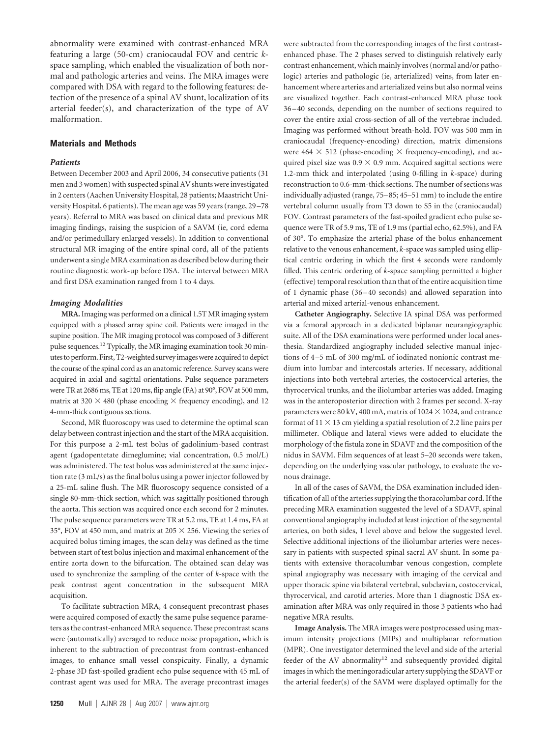abnormality were examined with contrast-enhanced MRA featuring a large (50-cm) craniocaudal FOV and centric *k*-space sampling, which enabled the visualization of both normal and pathologic arteries and veins. The MRA images were compared with DSA with regard to the following features: detection of the presence of a spinal AV shunt, localization of its arterial feeder(s), and characterization of the type of AV malformation.

## Materials and Methods

### *Patients*

Between December 2003 and April 2006, 34 consecutive patients (31 men and 3 women) with suspected spinal AV shunts were investigated in 2 centers (Aachen University Hospital, 28 patients; Maastricht University Hospital, 6 patients). The mean age was 59 years (range, 29–78 years). Referral to MRA was based on clinical data and previous MR imaging findings, raising the suspicion of a SAVM (ie, cord edema and/or perimedullary enlarged vessels). In addition to conventional structural MR imaging of the entire spinal cord, all of the patients underwent a single MRA examination as described below during their routine diagnostic work-up before DSA. The interval between MRA and first DSA examination ranged from 1 to 4 days.

### *Imaging Modalities*

**MRA.** Imaging was performed on a clinical 1.5T MR imaging system equipped with a phased array spine coil. Patients were imaged in the supine position. The MR imaging protocol was composed of 3 different pulse sequences.[12] Typically, the MR imaging examination took 30 minutes to perform. First, T2-weighted survey images were acquired to depict the course of the spinal cord as an anatomic reference. Survey scans were acquired in axial and sagittal orientations. Pulse sequence parameters were TR at 2686 ms, TE at 120 ms, flip angle (FA) at 90°, FOV at 500 mm, matrix at 320 × 480 (phase encoding × frequency encoding), and 12 4-mm-thick contiguous sections.

Second, MR fluoroscopy was used to determine the optimal scan delay between contrast injection and the start of the MRA acquisition. For this purpose a 2-mL test bolus of gadolinium-based contrast agent (gadopentetate dimeglumine; vial concentration, 0.5 mol/L) was administered. The test bolus was administered at the same injection rate (3 mL/s) as the final bolus using a power injector followed by a 25-mL saline flush. The MR fluoroscopy sequence consisted of a single 80-mm-thick section, which was sagittally positioned through the aorta. This section was acquired once each second for 2 minutes. The pulse sequence parameters were TR at 5.2 ms, TE at 1.4 ms, FA at 35°, FOV at 450 mm, and matrix at 205 × 256. Viewing the series of acquired bolus timing images, the scan delay was defined as the time between start of test bolus injection and maximal enhancement of the entire aorta down to the bifurcation. The obtained scan delay was used to synchronize the sampling of the center of *k*-space with the peak contrast agent concentration in the subsequent MRA acquisition.

To facilitate subtraction MRA, 4 consequent precontrast phases were acquired composed of exactly the same pulse sequence parameters as the contrast-enhanced MRA sequence. These precontrast scans were (automatically) averaged to reduce noise propagation, which is inherent to the subtraction of precontrast from contrast-enhanced images, to enhance small vessel conspicuity. Finally, a dynamic 2-phase 3D fast-spoiled gradient echo pulse sequence with 45 mL of contrast agent was used for MRA. The average precontrast images were subtracted from the corresponding images of the first contrast-enhanced phase. The 2 phases served to distinguish relatively early contrast enhancement, which mainly involves (normal and/or pathologic) arteries and pathologic (ie, arterialized) veins, from later enhancement where arteries and arterialized veins but also normal veins are visualized together. Each contrast-enhanced MRA phase took 36–40 seconds, depending on the number of sections required to cover the entire axial cross-section of all of the vertebrae included. Imaging was performed without breath-hold. FOV was 500 mm in craniocaudal (frequency-encoding) direction, matrix dimensions were 464 × 512 (phase-encoding × frequency-encoding), and acquired pixel size was 0.9 × 0.9 mm. Acquired sagittal sections were 1.2-mm thick and interpolated (using 0-filling in *k*-space) during reconstruction to 0.6-mm-thick sections. The number of sections was individually adjusted (range, 75–85; 45–51 mm) to include the entire vertebral column usually from T3 down to S5 in the (craniocaudal) FOV. Contrast parameters of the fast-spoiled gradient echo pulse sequence were TR of 5.9 ms, TE of 1.9 ms (partial echo, 62.5%), and FA of 30°. To emphasize the arterial phase of the bolus enhancement relative to the venous enhancement, *k*-space was sampled using elliptical centric ordering in which the first 4 seconds were randomly filled. This centric ordering of *k*-space sampling permitted a higher (effective) temporal resolution than that of the entire acquisition time of 1 dynamic phase (36–40 seconds) and allowed separation into arterial and mixed arterial-venous enhancement.

**Catheter Angiography.** Selective IA spinal DSA was performed via a femoral approach in a dedicated biplanar neurangiographic suite. All of the DSA examinations were performed under local anesthesia. Standardized angiography included selective manual injections of 4–5 mL of 300 mg/mL of iodinated nonionic contrast medium into lumbar and intercostals arteries. If necessary, additional injections into both vertebral arteries, the costocervical arteries, the thyrocervical trunks, and the iliolumbar arteries was added. Imaging was in the anteroposterior direction with 2 frames per second. X-ray parameters were 80 kV, 400 mA, matrix of 1024 × 1024, and entrance format of 11 × 13 cm yielding a spatial resolution of 2.2 line pairs per millimeter. Oblique and lateral views were added to elucidate the morphology of the fistula zone in SDAVF and the composition of the nidus in SAVM. Film sequences of at least 5–20 seconds were taken, depending on the underlying vascular pathology, to evaluate the venous drainage.

In all of the cases of SAVM, the DSA examination included identification of all of the arteries supplying the thoracolumbar cord. If the preceding MRA examination suggested the level of a SDAVF, spinal conventional angiography included at least injection of the segmental arteries, on both sides, 1 level above and below the suggested level. Selective additional injections of the iliolumbar arteries were necessary in patients with suspected spinal sacral AV shunt. In some patients with extensive thoracolumbar venous congestion, complete spinal angiography was necessary with imaging of the cervical and upper thoracic spine via bilateral vertebral, subclavian, costocervical, thyrocervical, and carotid arteries. More than 1 diagnostic DSA examination after MRA was only required in those 3 patients who had negative MRA results.

**Image Analysis.** The MRA images were postprocessed using maximum intensity projections (MIPs) and multiplanar reformation (MPR). One investigator determined the level and side of the arterial feeder of the AV abnormality[12] and subsequently provided digital images in which the meningoradicular artery supplying the SDAVF or the arterial feeder(s) of the SAVM were displayed optimally for the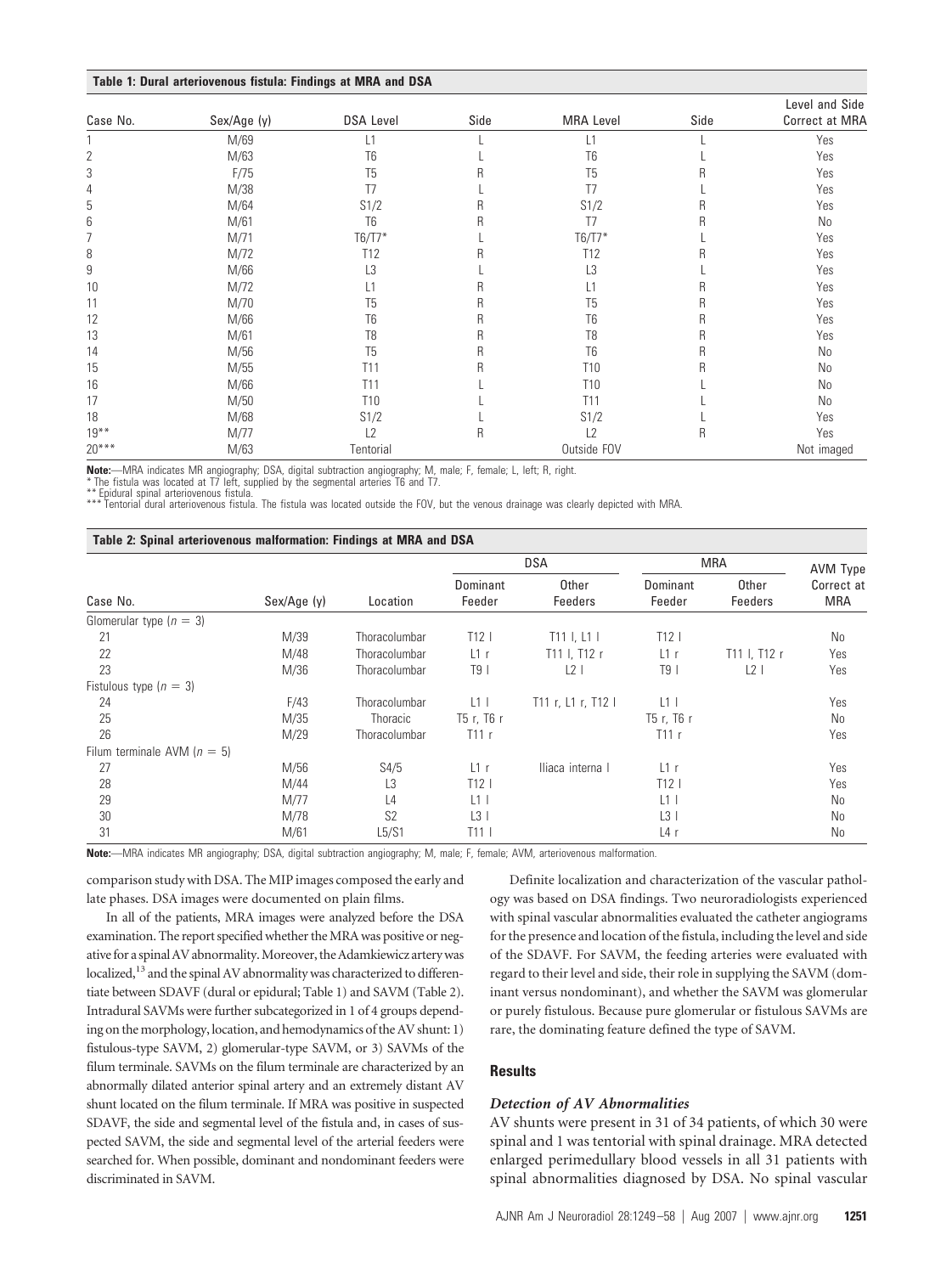**Table 1: Dural arteriovenous fistula: Findings at MRA and DSA**

| Case No. | Sex/Age (y) | DSA Level | Side | MRA Level | Side | Level and Side Correct at MRA |
|---|---|---|---|---|---|---|
| 1 | M/69 | L1 | L | L1 | L | Yes |
| 2 | M/63 | T6 | L | T6 | L | Yes |
| 3 | F/75 | T5 | R | T5 | R | Yes |
| 4 | M/38 | T7 | L | T7 | L | Yes |
| 5 | M/64 | S1/2 | R | S1/2 | R | Yes |
| 6 | M/61 | T6 | R | T7 | R | No |
| 7 | M/71 | T6/T7* | L | T6/T7* | L | Yes |
| 8 | M/72 | T12 | R | T12 | R | Yes |
| 9 | M/66 | L3 | L | L3 | L | Yes |
| 10 | M/72 | L1 | R | L1 | R | Yes |
| 11 | M/70 | T5 | R | T5 | R | Yes |
| 12 | M/66 | T6 | R | T6 | R | Yes |
| 13 | M/61 | T8 | R | T8 | R | Yes |
| 14 | M/56 | T5 | R | T6 | R | No |
| 15 | M/55 | T11 | R | T10 | R | No |
| 16 | M/66 | T11 | L | T10 | L | No |
| 17 | M/50 | T10 | L | T11 | L | No |
| 18 | M/68 | S1/2 | L | S1/2 | L | Yes |
| 19** | M/77 | L2 | R | L2 | R | Yes |
| 20*** | M/63 | Tentorial | | Outside FOV | | Not imaged |

**Note:**—MRA indicates MR angiography; DSA, digital subtraction angiography; M, male; F, female; L, left; R, right.
* The fistula was located at T7 left, supplied by the segmental arteries T6 and T7.
** Epidural spinal arteriovenous fistula.
*** Tentorial dural arteriovenous fistula. The fistula was located outside the FOV, but the venous drainage was clearly depicted with MRA.

**Table 2: Spinal arteriovenous malformation: Findings at MRA and DSA**

| Case No. | Sex/Age (y) | Location | DSA | | MRA | | AVM Type Correct at MRA |
|---|---|---|---|---|---|---|---|
| | | | Dominant Feeder | Other Feeders | Dominant Feeder | Other Feeders | |
| Glomerular type ($n = 3$) | | | | | | | |
| 21 | M/39 | Thoracolumbar | T12 l | T11 l, L1 l | T12 l | | No |
| 22 | M/48 | Thoracolumbar | L1 r | T11 l, T12 r | L1 r | T11 l, T12 r | Yes |
| 23 | M/36 | Thoracolumbar | T9 l | L2 l | T9 l | L2 l | Yes |
| Fistulous type ($n = 3$) | | | | | | | |
| 24 | F/43 | Thoracolumbar | L1 l | T11 r, L1 r, T12 l | L1 l | | Yes |
| 25 | M/35 | Thoracic | T5 r, T6 r | | T5 r, T6 r | | No |
| 26 | M/29 | Thoracolumbar | T11 r | | T11 r | | Yes |
| Filum terminale AVM ($n = 5$) | | | | | | | |
| 27 | M/56 | S4/5 | L1 r | Iliaca interna l | L1 r | | Yes |
| 28 | M/44 | L3 | T12 l | | T12 l | | Yes |
| 29 | M/77 | L4 | L1 l | | L1 l | | No |
| 30 | M/78 | S2 | L3 l | | L3 l | | No |
| 31 | M/61 | L5/S1 | T11 l | | L4 r | | No |

**Note:**—MRA indicates MR angiography; DSA, digital subtraction angiography; M, male; F, female; AVM, arteriovenous malformation.

comparison study with DSA. The MIP images composed the early and late phases. DSA images were documented on plain films.

In all of the patients, MRA images were analyzed before the DSA examination. The report specified whether the MRA was positive or negative for a spinal AV abnormality. Moreover, the Adamkiewicz artery was localized,[13] and the spinal AV abnormality was characterized to differentiate between SDAVF (dural or epidural; Table 1) and SAVM (Table 2). Intradural SAVMs were further subcategorized in 1 of 4 groups depending on the morphology, location, and hemodynamics of the AV shunt: 1) fistulous-type SAVM, 2) glomerular-type SAVM, or 3) SAVMs of the filum terminale. SAVMs on the filum terminale are characterized by an abnormally dilated anterior spinal artery and an extremely distant AV shunt located on the filum terminale. If MRA was positive in suspected SDAVF, the side and segmental level of the fistula and, in cases of suspected SAVM, the side and segmental level of the arterial feeders were searched for. When possible, dominant and nondominant feeders were discriminated in SAVM.

Definite localization and characterization of the vascular pathology was based on DSA findings. Two neuroradiologists experienced with spinal vascular abnormalities evaluated the catheter angiograms for the presence and location of the fistula, including the level and side of the SDAVF. For SAVM, the feeding arteries were evaluated with regard to their level and side, their role in supplying the SAVM (dominant versus nondominant), and whether the SAVM was glomerular or purely fistulous. Because pure glomerular or fistulous SAVMs are rare, the dominating feature defined the type of SAVM.

## Results

### *Detection of AV Abnormalities*

AV shunts were present in 31 of 34 patients, of which 30 were spinal and 1 was tentorial with spinal drainage. MRA detected enlarged perimedullary blood vessels in all 31 patients with spinal abnormalities diagnosed by DSA. No spinal vascular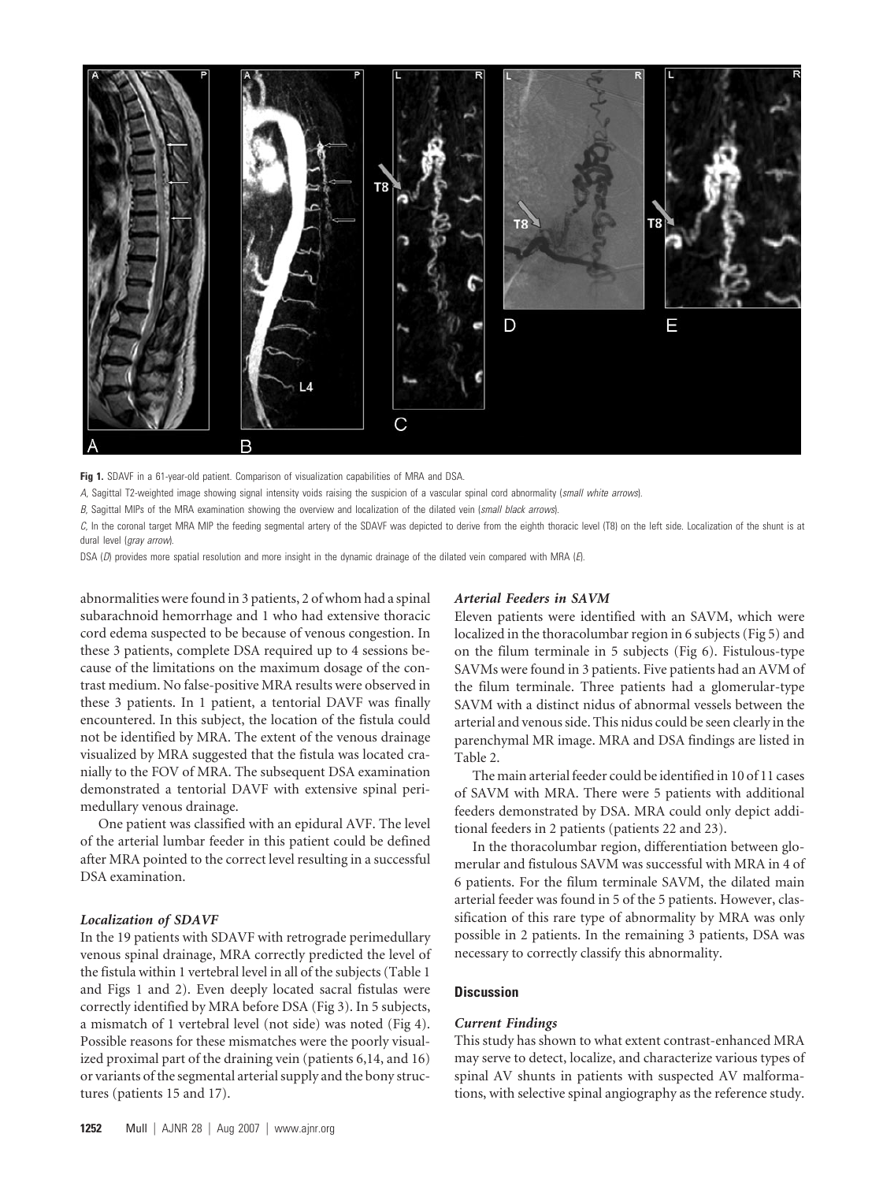**Fig 1.** SDAVF in a 61-year-old patient. Comparison of visualization capabilities of MRA and DSA.

*A*, Sagittal T2-weighted image showing signal intensity voids raising the suspicion of a vascular spinal cord abnormality (*small white arrows*).

*B*, Sagittal MIPs of the MRA examination showing the overview and localization of the dilated vein (*small black arrows*).

*C*, In the coronal target MRA MIP the feeding segmental artery of the SDAVF was depicted to derive from the eighth thoracic level (T8) on the left side. Localization of the shunt is at dural level (*gray arrow*).

DSA (*D*) provides more spatial resolution and more insight in the dynamic drainage of the dilated vein compared with MRA (*E*).

abnormalities were found in 3 patients, 2 of whom had a spinal subarachnoid hemorrhage and 1 who had extensive thoracic cord edema suspected to be because of venous congestion. In these 3 patients, complete DSA required up to 4 sessions because of the limitations on the maximum dosage of the contrast medium. No false-positive MRA results were observed in these 3 patients. In 1 patient, a tentorial DAVF was finally encountered. In this subject, the location of the fistula could not be identified by MRA. The extent of the venous drainage visualized by MRA suggested that the fistula was located cranially to the FOV of MRA. The subsequent DSA examination demonstrated a tentorial DAVF with extensive spinal perimedullary venous drainage.

One patient was classified with an epidural AVF. The level of the arterial lumbar feeder in this patient could be defined after MRA pointed to the correct level resulting in a successful DSA examination.

### *Localization of SDAVF*

In the 19 patients with SDAVF with retrograde perimedullary venous spinal drainage, MRA correctly predicted the level of the fistula within 1 vertebral level in all of the subjects (Table 1 and Figs 1 and 2). Even deeply located sacral fistulas were correctly identified by MRA before DSA (Fig 3). In 5 subjects, a mismatch of 1 vertebral level (not side) was noted (Fig 4). Possible reasons for these mismatches were the poorly visualized proximal part of the draining vein (patients 6,14, and 16) or variants of the segmental arterial supply and the bony structures (patients 15 and 17).

### *Arterial Feeders in SAVM*

Eleven patients were identified with an SAVM, which were localized in the thoracolumbar region in 6 subjects (Fig 5) and on the filum terminale in 5 subjects (Fig 6). Fistulous-type SAVMs were found in 3 patients. Five patients had an AVM of the filum terminale. Three patients had a glomerular-type SAVM with a distinct nidus of abnormal vessels between the arterial and venous side. This nidus could be seen clearly in the parenchymal MR image. MRA and DSA findings are listed in Table 2.

The main arterial feeder could be identified in 10 of 11 cases of SAVM with MRA. There were 5 patients with additional feeders demonstrated by DSA. MRA could only depict additional feeders in 2 patients (patients 22 and 23).

In the thoracolumbar region, differentiation between glomerular and fistulous SAVM was successful with MRA in 4 of 6 patients. For the filum terminale SAVM, the dilated main arterial feeder was found in 5 of the 5 patients. However, classification of this rare type of abnormality by MRA was only possible in 2 patients. In the remaining 3 patients, DSA was necessary to correctly classify this abnormality.

## Discussion

### *Current Findings*

This study has shown to what extent contrast-enhanced MRA may serve to detect, localize, and characterize various types of spinal AV shunts in patients with suspected AV malformations, with selective spinal angiography as the reference study.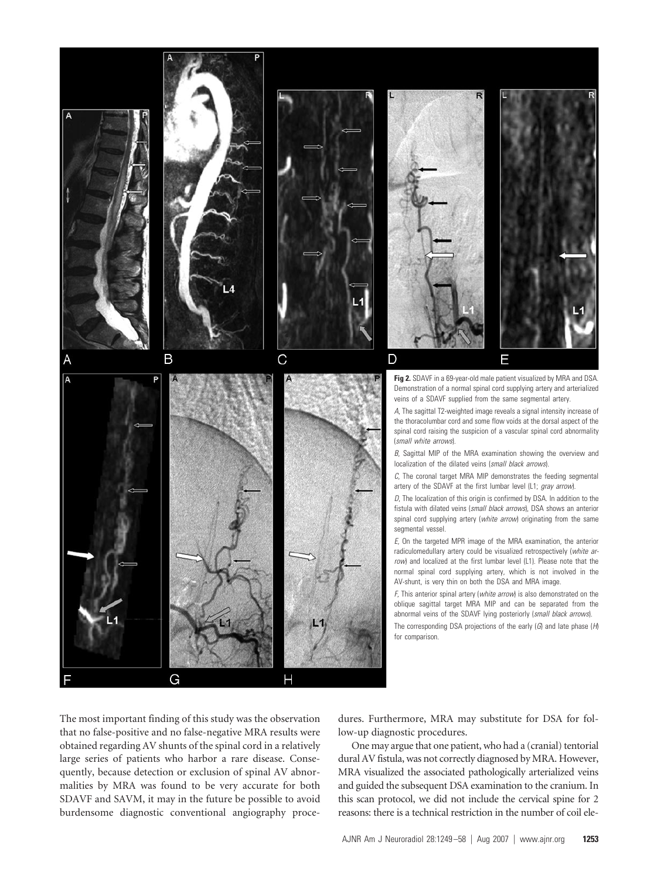**Fig 2.** SDAVF in a 69-year-old male patient visualized by MRA and DSA. Demonstration of a normal spinal cord supplying artery and arterialized veins of a SDAVF supplied from the same segmental artery.

*A*, The sagittal T2-weighted image reveals a signal intensity increase of the thoracolumbar cord and some flow voids at the dorsal aspect of the spinal cord raising the suspicion of a vascular spinal cord abnormality (*small white arrows*).

*B*, Sagittal MIP of the MRA examination showing the overview and localization of the dilated veins (*small black arrows*).

*C*, The coronal target MRA MIP demonstrates the feeding segmental artery of the SDAVF at the first lumbar level (L1; *gray arrow*).

*D*, The localization of this origin is confirmed by DSA. In addition to the fistula with dilated veins (*small black arrows*), DSA shows an anterior spinal cord supplying artery (*white arrow*) originating from the same segmental vessel.

*E*, On the targeted MPR image of the MRA examination, the anterior radiculomedullary artery could be visualized retrospectively (*white arrow*) and localized at the first lumbar level (L1). Please note that the normal spinal cord supplying artery, which is not involved in the AV-shunt, is very thin on both the DSA and MRA image.

*F*, This anterior spinal artery (*white arrow*) is also demonstrated on the oblique sagittal target MRA MIP and can be separated from the abnormal veins of the SDAVF lying posteriorly (*small black arrows*).

The corresponding DSA projections of the early (*G*) and late phase (*H*) for comparison.

The most important finding of this study was the observation that no false-positive and no false-negative MRA results were obtained regarding AV shunts of the spinal cord in a relatively large series of patients who harbor a rare disease. Consequently, because detection or exclusion of spinal AV abnormalities by MRA was found to be very accurate for both SDAVF and SAVM, it may in the future be possible to avoid burdensome diagnostic conventional angiography procedures. Furthermore, MRA may substitute for DSA for follow-up diagnostic procedures.

One may argue that one patient, who had a (cranial) tentorial dural AV fistula, was not correctly diagnosed by MRA. However, MRA visualized the associated pathologically arterialized veins and guided the subsequent DSA examination to the cranium. In this scan protocol, we did not include the cervical spine for 2 reasons: there is a technical restriction in the number of coil ele-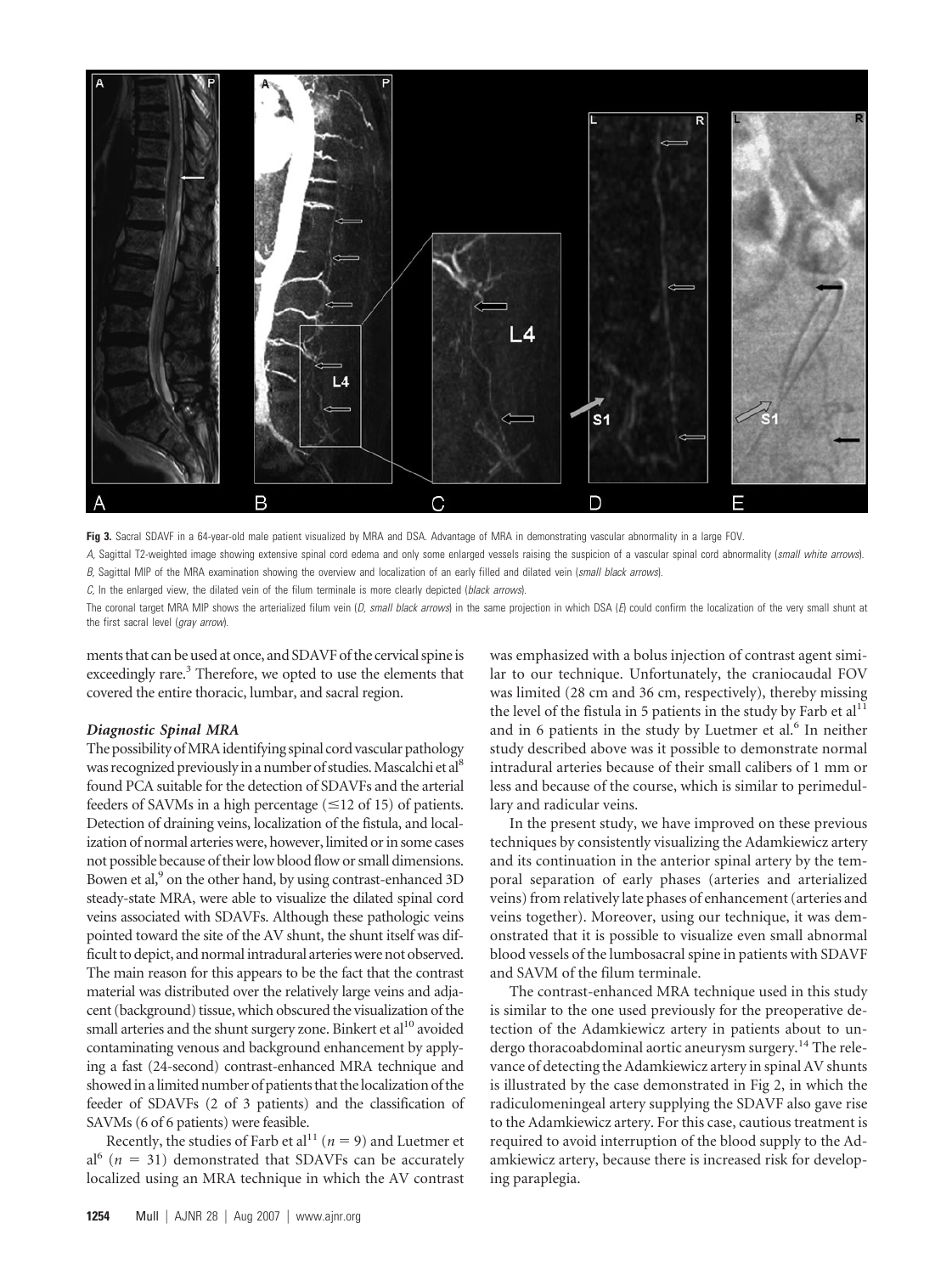**Fig 3.** Sacral SDAVF in a 64-year-old male patient visualized by MRA and DSA. Advantage of MRA in demonstrating vascular abnormality in a large FOV.

*A*, Sagittal T2-weighted image showing extensive spinal cord edema and only some enlarged vessels raising the suspicion of a vascular spinal cord abnormality (*small white arrows*).

*B*, Sagittal MIP of the MRA examination showing the overview and localization of an early filled and dilated vein (*small black arrows*).

*C*, In the enlarged view, the dilated vein of the filum terminale is more clearly depicted (*black arrows*).

The coronal target MRA MIP shows the arterialized filum vein (*D*, *small black arrows*) in the same projection in which DSA (*E*) could confirm the localization of the very small shunt at the first sacral level (*gray arrow*).

ments that can be used at once, and SDAVF of the cervical spine is exceedingly rare.[3] Therefore, we opted to use the elements that covered the entire thoracic, lumbar, and sacral region.

### Diagnostic Spinal MRA

The possibility of MRA identifying spinal cord vascular pathology was recognized previously in a number of studies. Mascalchi et al[8] found PCA suitable for the detection of SDAVFs and the arterial feeders of SAVMs in a high percentage ($\leq$12 of 15) of patients. Detection of draining veins, localization of the fistula, and localization of normal arteries were, however, limited or in some cases not possible because of their low blood flow or small dimensions. Bowen et al,[9] on the other hand, by using contrast-enhanced 3D steady-state MRA, were able to visualize the dilated spinal cord veins associated with SDAVFs. Although these pathologic veins pointed toward the site of the AV shunt, the shunt itself was difficult to depict, and normal intradural arteries were not observed. The main reason for this appears to be the fact that the contrast material was distributed over the relatively large veins and adjacent (background) tissue, which obscured the visualization of the small arteries and the shunt surgery zone. Binkert et al[10] avoided contaminating venous and background enhancement by applying a fast (24-second) contrast-enhanced MRA technique and showed in a limited number of patients that the localization of the feeder of SDAVFs (2 of 3 patients) and the classification of SAVMs (6 of 6 patients) were feasible.

Recently, the studies of Farb et al[11] ($n$ = 9) and Luetmer et al[6] ($n$ = 31) demonstrated that SDAVFs can be accurately localized using an MRA technique in which the AV contrast was emphasized with a bolus injection of contrast agent similar to our technique. Unfortunately, the craniocaudal FOV was limited (28 cm and 36 cm, respectively), thereby missing the level of the fistula in 5 patients in the study by Farb et al[11] and in 6 patients in the study by Luetmer et al.[6] In neither study described above was it possible to demonstrate normal intradural arteries because of their small calibers of 1 mm or less and because of the course, which is similar to perimedullary and radicular veins.

In the present study, we have improved on these previous techniques by consistently visualizing the Adamkiewicz artery and its continuation in the anterior spinal artery by the temporal separation of early phases (arteries and arterialized veins) from relatively late phases of enhancement (arteries and veins together). Moreover, using our technique, it was demonstrated that it is possible to visualize even small abnormal blood vessels of the lumbosacral spine in patients with SDAVF and SAVM of the filum terminale.

The contrast-enhanced MRA technique used in this study is similar to the one used previously for the preoperative detection of the Adamkiewicz artery in patients about to undergo thoracoabdominal aortic aneurysm surgery.[14] The relevance of detecting the Adamkiewicz artery in spinal AV shunts is illustrated by the case demonstrated in Fig 2, in which the radiculomeningeal artery supplying the SDAVF also gave rise to the Adamkiewicz artery. For this case, cautious treatment is required to avoid interruption of the blood supply to the Adamkiewicz artery, because there is increased risk for developing paraplegia.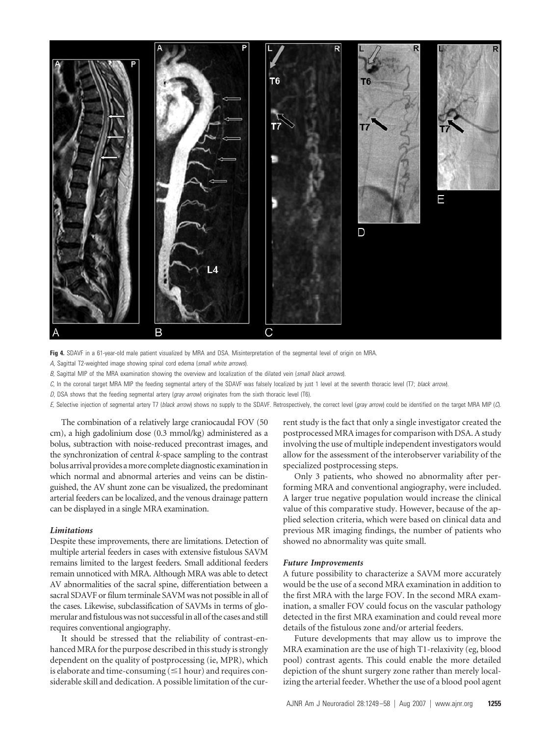**Fig 4.** SDAVF in a 61-year-old male patient visualized by MRA and DSA. Misinterpretation of the segmental level of origin on MRA.

*A*, Sagittal T2-weighted image showing spinal cord edema (*small white arrows*).

*B*, Sagittal MIP of the MRA examination showing the overview and localization of the dilated vein (*small black arrows*).

*C*, In the coronal target MRA MIP the feeding segmental artery of the SDAVF was falsely localized by just 1 level at the seventh thoracic level (T7; *black arrow*).

*D*, DSA shows that the feeding segmental artery (*gray arrow*) originates from the sixth thoracic level (T6).

*E*, Selective injection of segmental artery T7 (*black arrow*) shows no supply to the SDAVF. Retrospectively, the correct level (*gray arrow*) could be identified on the target MRA MIP (*C*).

The combination of a relatively large craniocaudal FOV (50 cm), a high gadolinium dose (0.3 mmol/kg) administered as a bolus, subtraction with noise-reduced precontrast images, and the synchronization of central *k*-space sampling to the contrast bolus arrival provides a more complete diagnostic examination in which normal and abnormal arteries and veins can be distinguished, the AV shunt zone can be visualized, the predominant arterial feeders can be localized, and the venous drainage pattern can be displayed in a single MRA examination.

### *Limitations*

Despite these improvements, there are limitations. Detection of multiple arterial feeders in cases with extensive fistulous SAVM remains limited to the largest feeders. Small additional feeders remain unnoticed with MRA. Although MRA was able to detect AV abnormalities of the sacral spine, differentiation between a sacral SDAVF or filum terminale SAVM was not possible in all of the cases. Likewise, subclassification of SAVMs in terms of glomerular and fistulous was not successful in all of the cases and still requires conventional angiography.

It should be stressed that the reliability of contrast-enhanced MRA for the purpose described in this study is strongly dependent on the quality of postprocessing (ie, MPR), which is elaborate and time-consuming ($\leq$1 hour) and requires considerable skill and dedication. A possible limitation of the current study is the fact that only a single investigator created the postprocessed MRA images for comparison with DSA. A study involving the use of multiple independent investigators would allow for the assessment of the interobserver variability of the specialized postprocessing steps.

Only 3 patients, who showed no abnormality after performing MRA and conventional angiography, were included. A larger true negative population would increase the clinical value of this comparative study. However, because of the applied selection criteria, which were based on clinical data and previous MR imaging findings, the number of patients who showed no abnormality was quite small.

### *Future Improvements*

A future possibility to characterize a SAVM more accurately would be the use of a second MRA examination in addition to the first MRA with the large FOV. In the second MRA examination, a smaller FOV could focus on the vascular pathology detected in the first MRA examination and could reveal more details of the fistulous zone and/or arterial feeders.

Future developments that may allow us to improve the MRA examination are the use of high T1-relaxivity (eg, blood pool) contrast agents. This could enable the more detailed depiction of the shunt surgery zone rather than merely localizing the arterial feeder. Whether the use of a blood pool agent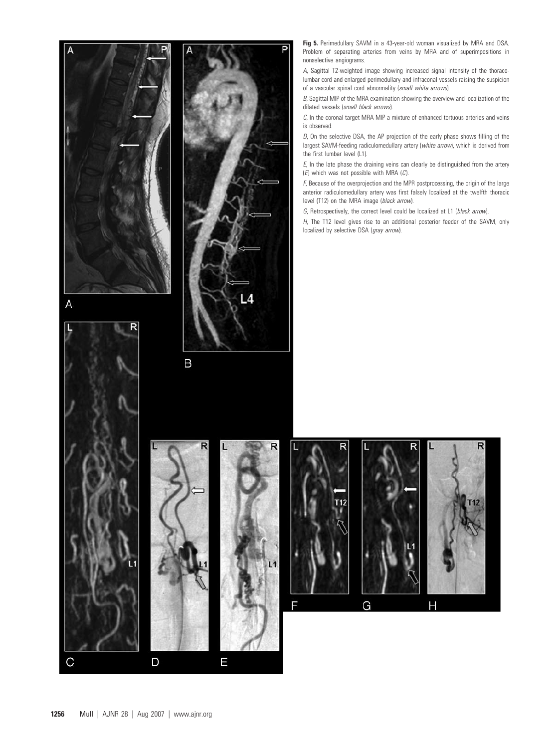**Fig 5.** Perimedullary SAVM in a 43-year-old woman visualized by MRA and DSA. Problem of separating arteries from veins by MRA and of superimpositions in nonselective angiograms.

*A*, Sagittal T2-weighted image showing increased signal intensity of the thoracolumbar cord and enlarged perimedullary and infraconal vessels raising the suspicion of a vascular spinal cord abnormality (*small white arrows*).

*B*, Sagittal MIP of the MRA examination showing the overview and localization of the dilated vessels (*small black arrows*).

*C*, In the coronal target MRA MIP a mixture of enhanced tortuous arteries and veins is observed.

*D*, On the selective DSA, the AP projection of the early phase shows filling of the largest SAVM-feeding radiculomedullary artery (*white arrow*), which is derived from the first lumbar level (L1).

*E*, In the late phase the draining veins can clearly be distinguished from the artery (*E*) which was not possible with MRA (*C*).

*F*, Because of the overprojection and the MPR postprocessing, the origin of the large anterior radiculomedullary artery was first falsely localized at the twelfth thoracic level (T12) on the MRA image (*black arrow*).

*G*, Retrospectively, the correct level could be localized at L1 (*black arrow*).

*H*, The T12 level gives rise to an additional posterior feeder of the SAVM, only localized by selective DSA (*gray arrow*).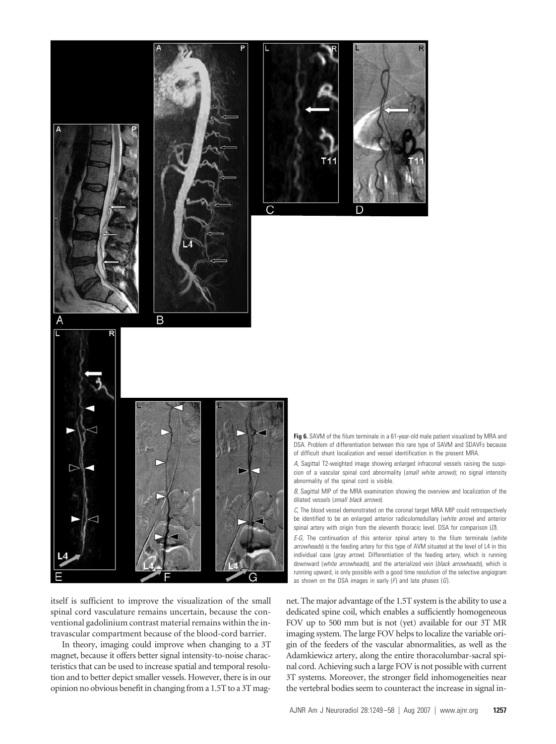**Fig 6.** SAVM of the filum terminale in a 61-year-old male patient visualized by MRA and DSA. Problem of differentiation between this rare type of SAVM and SDAVFs because of difficult shunt localization and vessel identification in the present MRA.

*A*, Sagittal T2-weighted image showing enlarged infraconal vessels raising the suspicion of a vascular spinal cord abnormality (*small white arrows*); no signal intensity abnormality of the spinal cord is visible.

*B*, Sagittal MIP of the MRA examination showing the overview and localization of the dilated vessels (*small black arrows*).

*C*, The blood vessel demonstrated on the coronal target MRA MIP could retrospectively be identified to be an enlarged anterior radiculomedullary (*white arrow*) and anterior spinal artery with origin from the eleventh thoracic level. DSA for comparison (*D*).

*E-G*, The continuation of this anterior spinal artery to the filum terminale (*white arrowheads*) is the feeding artery for this type of AVM situated at the level of L4 in this individual case (*gray arrow*). Differentiation of the feeding artery, which is running downward (*white arrowheads*), and the arterialized vein (*black arrowheads*), which is running upward, is only possible with a good time resolution of the selective angiogram as shown on the DSA images in early (*F*) and late phases (*G*).

itself is sufficient to improve the visualization of the small spinal cord vasculature remains uncertain, because the conventional gadolinium contrast material remains within the intravascular compartment because of the blood-cord barrier.

In theory, imaging could improve when changing to a 3T magnet, because it offers better signal intensity-to-noise characteristics that can be used to increase spatial and temporal resolution and to better depict smaller vessels. However, there is in our opinion no obvious benefit in changing from a 1.5T to a 3T magnet. The major advantage of the 1.5T system is the ability to use a dedicated spine coil, which enables a sufficiently homogeneous FOV up to 500 mm but is not (yet) available for our 3T MR imaging system. The large FOV helps to localize the variable origin of the feeders of the vascular abnormalities, as well as the Adamkiewicz artery, along the entire thoracolumbar-sacral spinal cord. Achieving such a large FOV is not possible with current 3T systems. Moreover, the stronger field inhomogeneities near the vertebral bodies seem to counteract the increase in signal in-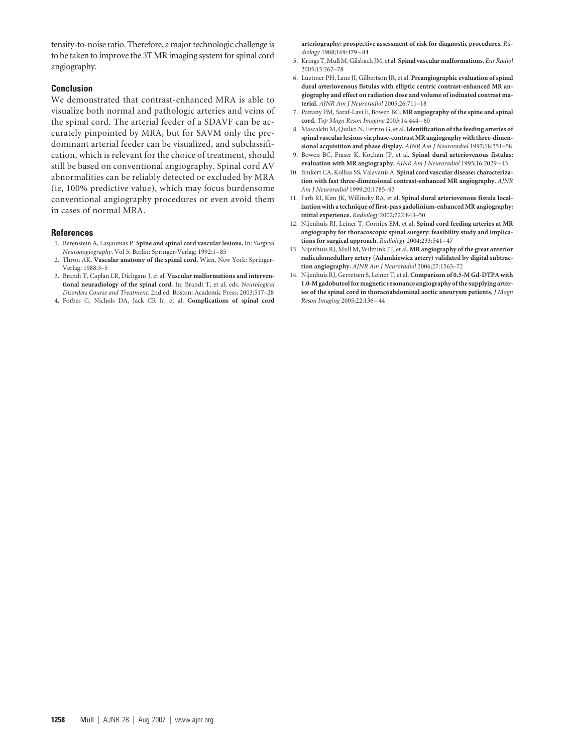tensity-to-noise ratio. Therefore, a major technologic challenge is to be taken to improve the 3T MR imaging system for spinal cord angiography.

## Conclusion

We demonstrated that contrast-enhanced MRA is able to visualize both normal and pathologic arteries and veins of the spinal cord. The arterial feeder of a SDAVF can be accurately pinpointed by MRA, but for SAVM only the predominant arterial feeder can be visualized, and subclassification, which is relevant for the choice of treatment, should still be based on conventional angiography. Spinal cord AV abnormalities can be reliably detected or excluded by MRA (ie, 100% predictive value), which may focus burdensome conventional angiography procedures or even avoid them in cases of normal MRA.

## References

1. Berenstein A, Lasjaunias P. **Spine and spinal cord vascular lesions.** In: *Surgical Neuroangiography*. Vol 5. Berlin: Springer-Verlag; 1992:1–85
2. Thron AK. **Vascular anatomy of the spinal cord.** Wien, New York: Springer-Verlag; 1988:3–5
3. Brandt T, Caplan LR, Dichgans J, et al. **Vascular malformations and interventional neuradiology of the spinal cord.** In: Brandt T, et al, eds. *Neurological Disorders Course and Treatment.* 2nd ed. Boston: Academic Press; 2003:517–28
4. Forbes G, Nichols DA, Jack CR Jr, et al. **Complications of spinal cord arteriography: prospective assessment of risk for diagnostic procedures.** *Radiology* 1988;169:479–84
5. Krings T, Mull M, Gilsbach JM, et al. **Spinal vascular malformations.** *Eur Radiol* 2005;15:267–78
6. Luetmer PH, Lane JI, Gilbertson JR, et al. **Preangiographic evaluation of spinal dural arteriovenous fistulas with elliptic centric contrast-enhanced MR angiography and effect on radiation dose and volume of iodinated contrast material.** *AJNR Am J Neuroradiol* 2005;26:711–18
7. Pattany PM, Saraf-Lavi E, Bowen BC. **MR angiography of the spine and spinal cord.** *Top Magn Reson Imaging* 2003;14:444–60
8. Mascalchi M, Quilici N, Ferrito G, et al. **Identification of the feeding arteries of spinal vascular lesions via phase-contrast MR angiography with three-dimensional acquisition and phase display.** *AJNR Am J Neuroradiol* 1997;18:351–58
9. Bowen BC, Fraser K, Kochan JP, et al. **Spinal dural arteriovenous fistulas: evaluation with MR angiography.** *AJNR Am J Neuroradiol* 1995;16:2029–43
10. Binkert CA, Kollias SS, Valavanis A. **Spinal cord vascular disease: characterization with fast three-dimensional contrast-enhanced MR angiography.** *AJNR Am J Neuroradiol* 1999;20:1785–93
11. Farb RI, Kim JK, Willinsky RA, et al. **Spinal dural arteriovenous fistula localization with a technique of first-pass gadolinium-enhanced MR angiography: initial experience.** *Radiology* 2002;222:843–50
12. Nijenhuis RJ, Leiner T, Cornips EM, et al. **Spinal cord feeding arteries at MR angiography for thoracoscopic spinal surgery: feasibility study and implications for surgical approach.** *Radiology* 2004;233:541–47
13. Nijenhuis RJ, Mull M, Wilmink JT, et al. **MR angiography of the great anterior radiculomedullary artery (Adamkiewicz artery) validated by digital subtraction angiography.** *AJNR Am J Neuroradiol* 2006;27:1565–72
14. Nijenhuis RJ, Gerretsen S, Leiner T, et al. **Comparison of 0.5-M Gd-DTPA with 1.0-M gadobutrol for magnetic resonance angiography of the supplying arteries of the spinal cord in thoracoabdominal aortic aneurysm patients.** *J Magn Reson Imaging* 2005;22:136–44